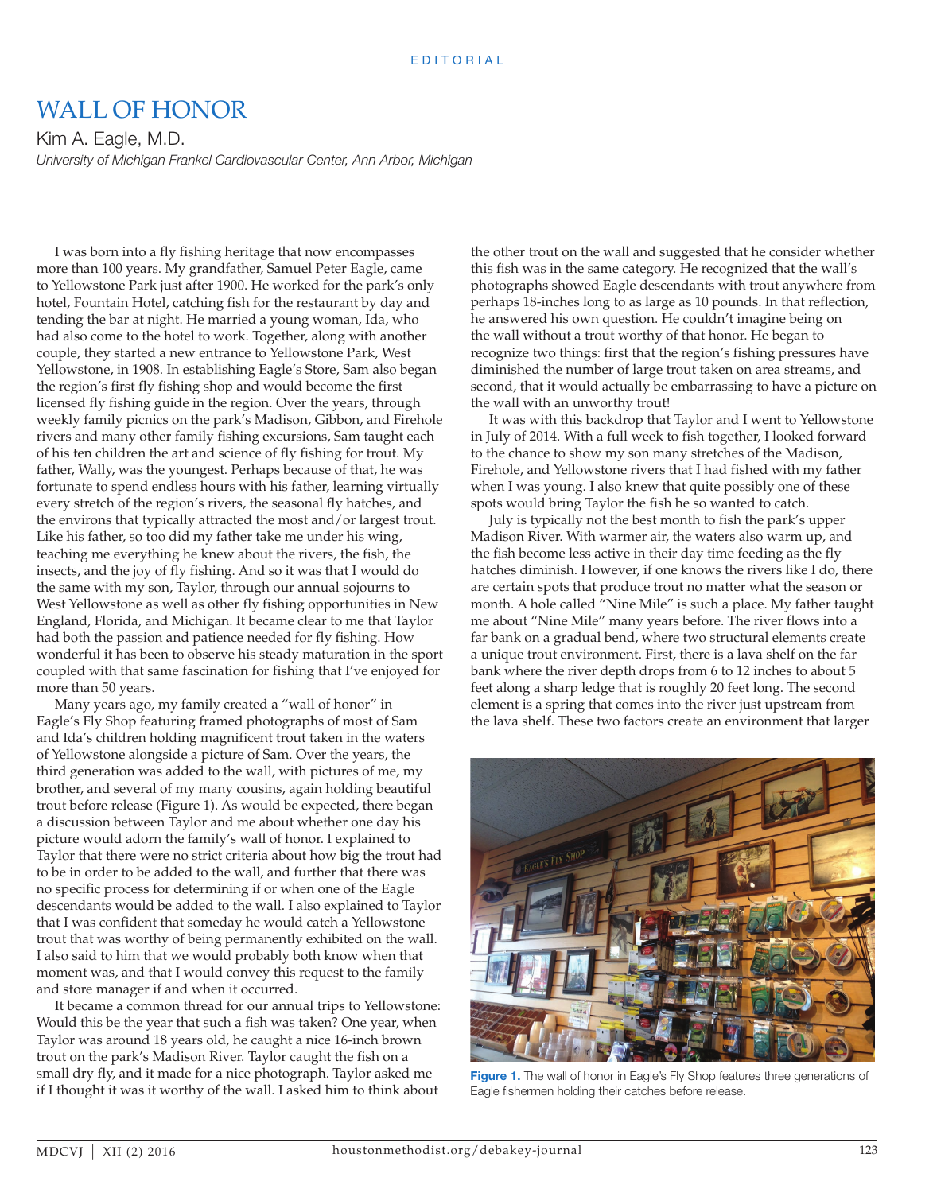EDITORIAL

# WALL OF HONOR

Kim A. Eagle, M.D.

*University of Michigan Frankel Cardiovascular Center, Ann Arbor, Michigan*

I was born into a fly fishing heritage that now encompasses more than 100 years. My grandfather, Samuel Peter Eagle, came to Yellowstone Park just after 1900. He worked for the park's only hotel, Fountain Hotel, catching fish for the restaurant by day and tending the bar at night. He married a young woman, Ida, who had also come to the hotel to work. Together, along with another couple, they started a new entrance to Yellowstone Park, West Yellowstone, in 1908. In establishing Eagle's Store, Sam also began the region's first fly fishing shop and would become the first licensed fly fishing guide in the region. Over the years, through weekly family picnics on the park's Madison, Gibbon, and Firehole rivers and many other family fishing excursions, Sam taught each of his ten children the art and science of fly fishing for trout. My father, Wally, was the youngest. Perhaps because of that, he was fortunate to spend endless hours with his father, learning virtually every stretch of the region's rivers, the seasonal fly hatches, and the environs that typically attracted the most and/or largest trout. Like his father, so too did my father take me under his wing, teaching me everything he knew about the rivers, the fish, the insects, and the joy of fly fishing. And so it was that I would do the same with my son, Taylor, through our annual sojourns to West Yellowstone as well as other fly fishing opportunities in New England, Florida, and Michigan. It became clear to me that Taylor had both the passion and patience needed for fly fishing. How wonderful it has been to observe his steady maturation in the sport coupled with that same fascination for fishing that I've enjoyed for more than 50 years.

Many years ago, my family created a "wall of honor" in Eagle's Fly Shop featuring framed photographs of most of Sam and Ida's children holding magnificent trout taken in the waters of Yellowstone alongside a picture of Sam. Over the years, the third generation was added to the wall, with pictures of me, my brother, and several of my many cousins, again holding beautiful trout before release (Figure 1). As would be expected, there began a discussion between Taylor and me about whether one day his picture would adorn the family's wall of honor. I explained to Taylor that there were no strict criteria about how big the trout had to be in order to be added to the wall, and further that there was no specific process for determining if or when one of the Eagle descendants would be added to the wall. I also explained to Taylor that I was confident that someday he would catch a Yellowstone trout that was worthy of being permanently exhibited on the wall. I also said to him that we would probably both know when that moment was, and that I would convey this request to the family and store manager if and when it occurred.

It became a common thread for our annual trips to Yellowstone: Would this be the year that such a fish was taken? One year, when Taylor was around 18 years old, he caught a nice 16-inch brown trout on the park's Madison River. Taylor caught the fish on a small dry fly, and it made for a nice photograph. Taylor asked me if I thought it was it worthy of the wall. I asked him to think about the other trout on the wall and suggested that he consider whether this fish was in the same category. He recognized that the wall's photographs showed Eagle descendants with trout anywhere from perhaps 18-inches long to as large as 10 pounds. In that reflection, he answered his own question. He couldn't imagine being on the wall without a trout worthy of that honor. He began to recognize two things: first that the region's fishing pressures have diminished the number of large trout taken on area streams, and second, that it would actually be embarrassing to have a picture on the wall with an unworthy trout!

It was with this backdrop that Taylor and I went to Yellowstone in July of 2014. With a full week to fish together, I looked forward to the chance to show my son many stretches of the Madison, Firehole, and Yellowstone rivers that I had fished with my father when I was young. I also knew that quite possibly one of these spots would bring Taylor the fish he so wanted to catch.

July is typically not the best month to fish the park's upper Madison River. With warmer air, the waters also warm up, and the fish become less active in their day time feeding as the fly hatches diminish. However, if one knows the rivers like I do, there are certain spots that produce trout no matter what the season or month. A hole called "Nine Mile" is such a place. My father taught me about "Nine Mile" many years before. The river flows into a far bank on a gradual bend, where two structural elements create a unique trout environment. First, there is a lava shelf on the far bank where the river depth drops from 6 to 12 inches to about 5 feet along a sharp ledge that is roughly 20 feet long. The second element is a spring that comes into the river just upstream from the lava shelf. These two factors create an environment that larger

**Figure 1.** The wall of honor in Eagle's Fly Shop features three generations of Eagle fishermen holding their catches before release.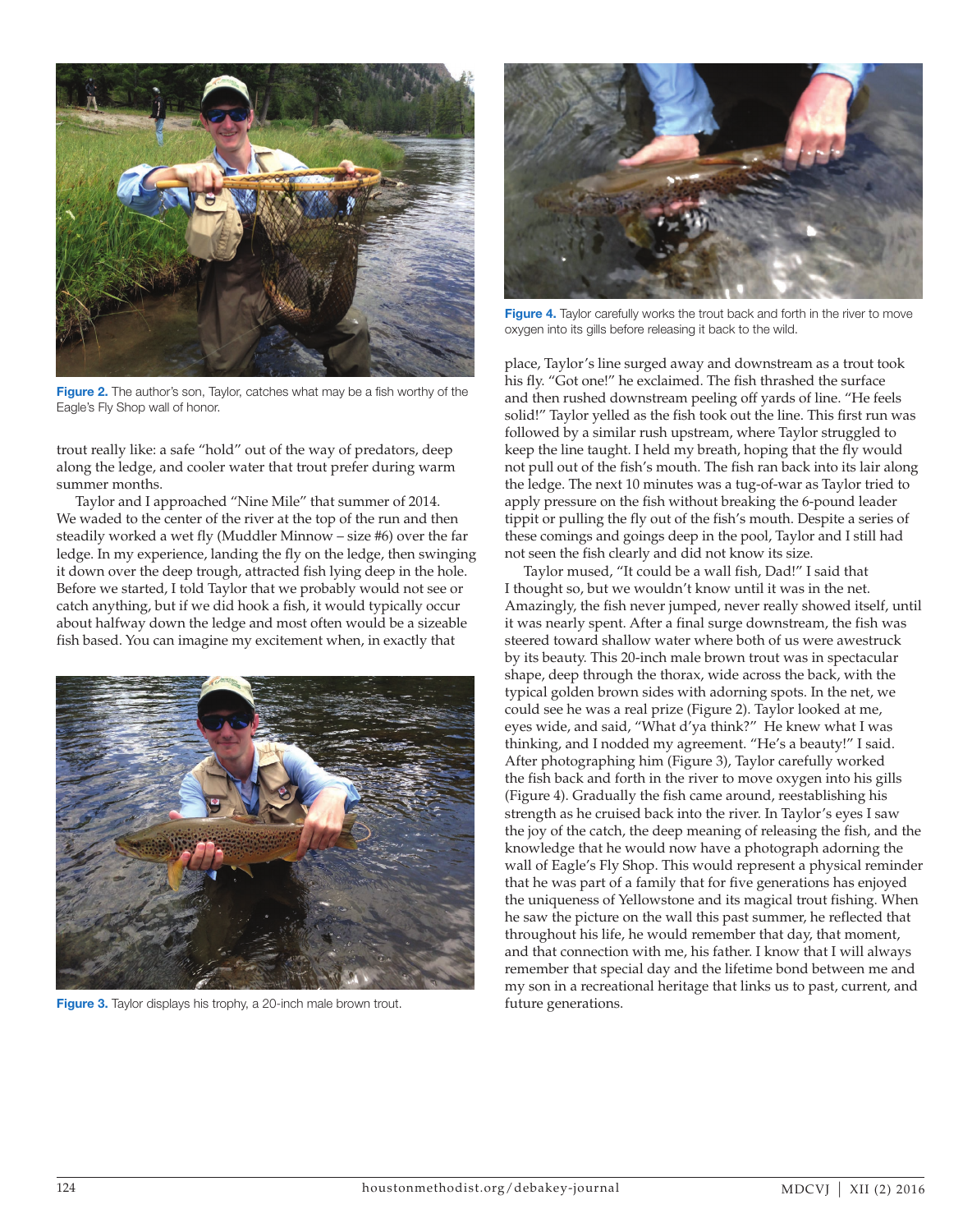Figure 2. The author's son, Taylor, catches what may be a fish worthy of the Eagle's Fly Shop wall of honor.

trout really like: a safe "hold" out of the way of predators, deep along the ledge, and cooler water that trout prefer during warm summer months.

Taylor and I approached "Nine Mile" that summer of 2014. We waded to the center of the river at the top of the run and then steadily worked a wet fly (Muddler Minnow – size #6) over the far ledge. In my experience, landing the fly on the ledge, then swinging it down over the deep trough, attracted fish lying deep in the hole. Before we started, I told Taylor that we probably would not see or catch anything, but if we did hook a fish, it would typically occur about halfway down the ledge and most often would be a sizeable fish based. You can imagine my excitement when, in exactly that place, Taylor's line surged away and downstream as a trout took his fly. "Got one!" he exclaimed. The fish thrashed the surface and then rushed downstream peeling off yards of line. "He feels solid!" Taylor yelled as the fish took out the line. This first run was followed by a similar rush upstream, where Taylor struggled to keep the line taught. I held my breath, hoping that the fly would not pull out of the fish's mouth. The fish ran back into its lair along the ledge. The next 10 minutes was a tug-of-war as Taylor tried to apply pressure on the fish without breaking the 6-pound leader tippit or pulling the fly out of the fish's mouth. Despite a series of these comings and goings deep in the pool, Taylor and I still had not seen the fish clearly and did not know its size.

Figure 3. Taylor displays his trophy, a 20-inch male brown trout.

Figure 4. Taylor carefully works the trout back and forth in the river to move oxygen into its gills before releasing it back to the wild.

Taylor mused, "It could be a wall fish, Dad!" I said that I thought so, but we wouldn't know until it was in the net. Amazingly, the fish never jumped, never really showed itself, until it was nearly spent. After a final surge downstream, the fish was steered toward shallow water where both of us were awestruck by its beauty. This 20-inch male brown trout was in spectacular shape, deep through the thorax, wide across the back, with the typical golden brown sides with adorning spots. In the net, we could see he was a real prize (Figure 2). Taylor looked at me, eyes wide, and said, "What d'ya think?" He knew what I was thinking, and I nodded my agreement. "He's a beauty!" I said. After photographing him (Figure 3), Taylor carefully worked the fish back and forth in the river to move oxygen into his gills (Figure 4). Gradually the fish came around, reestablishing his strength as he cruised back into the river. In Taylor's eyes I saw the joy of the catch, the deep meaning of releasing the fish, and the knowledge that he would now have a photograph adorning the wall of Eagle's Fly Shop. This would represent a physical reminder that he was part of a family that for five generations has enjoyed the uniqueness of Yellowstone and its magical trout fishing. When he saw the picture on the wall this past summer, he reflected that throughout his life, he would remember that day, that moment, and that connection with me, his father. I know that I will always remember that special day and the lifetime bond between me and my son in a recreational heritage that links us to past, current, and future generations.